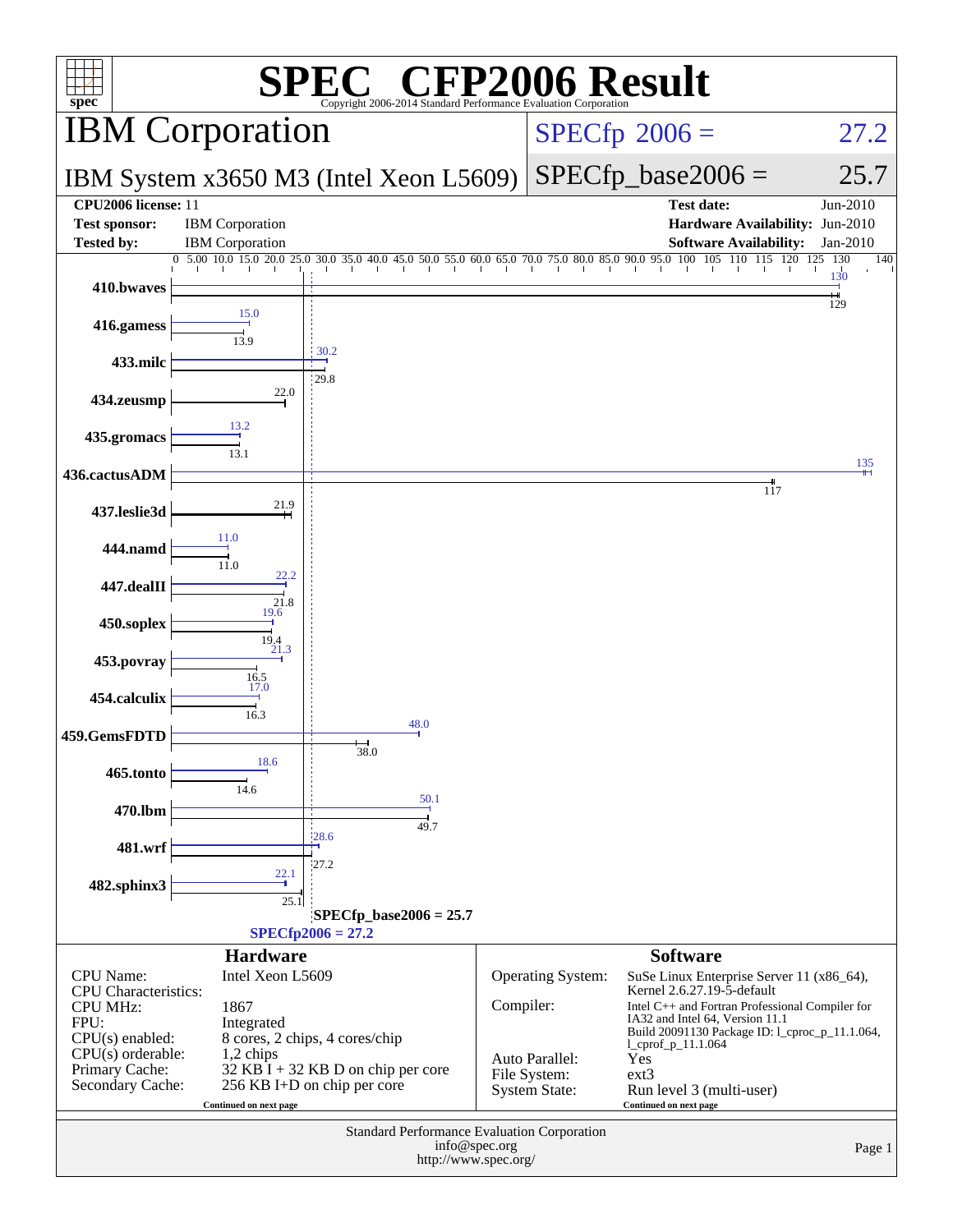# SPEC CFP2006 Result

Copyright 2006-2014 Standard Performance Evaluation Corporation

## IBM Corporation

## IBM System x3650 M3 (Intel Xeon L5609)

SPECfp 2006 = 27.2

SPECfp_base2006 = 25.7

| | | | |
|---|---|---|---|
| **CPU2006 license:** 11 | | **Test date:** | Jun-2010 |
| **Test sponsor:** | IBM Corporation | **Hardware Availability:** | Jun-2010 |
| **Tested by:** | IBM Corporation | **Software Availability:** | Jan-2010 |

| Benchmark | Peak | Base |
|---|---|---|
| 410.bwaves | 130 | 129 |
| 416.gamess | 15.0 | 13.9 |
| 433.milc | 30.2 | 29.8 |
| 434.zeusmp | | 22.0 |
| 435.gromacs | 13.2 | 13.1 |
| 436.cactusADM | 135 | 117 |
| 437.leslie3d | | 21.9 |
| 444.namd | 11.0 | 11.0 |
| 447.dealII | 22.2 | 21.8 |
| 450.soplex | 19.6 | 19.4 |
| 453.povray | 21.3 | 16.5 |
| 454.calculix | 17.0 | 16.3 |
| 459.GemsFDTD | 48.0 | 38.0 |
| 465.tonto | 18.6 | 14.6 |
| 470.lbm | 50.1 | 49.7 |
| 481.wrf | 28.6 | 27.2 |
| 482.sphinx3 | 22.1 | 25.1 |

SPECfp_base2006 = 25.7

SPECfp2006 = 27.2

### Hardware

| | |
|---|---|
| CPU Name: | Intel Xeon L5609 |
| CPU Characteristics: | |
| CPU MHz: | 1867 |
| FPU: | Integrated |
| CPU(s) enabled: | 8 cores, 2 chips, 4 cores/chip |
| CPU(s) orderable: | 1,2 chips |
| Primary Cache: | 32 KB I + 32 KB D on chip per core |
| Secondary Cache: | 256 KB I+D on chip per core |

Continued on next page

### Software

| | |
|---|---|
| Operating System: | SuSe Linux Enterprise Server 11 (x86_64), Kernel 2.6.27.19-5-default |
| Compiler: | Intel C++ and Fortran Professional Compiler for IA32 and Intel 64, Version 11.1 Build 20091130 Package ID: l_cproc_p_11.1.064, l_cprof_p_11.1.064 |
| Auto Parallel: | Yes |
| File System: | ext3 |
| System State: | Run level 3 (multi-user) |

Continued on next page

Standard Performance Evaluation Corporation
info@spec.org
http://www.spec.org/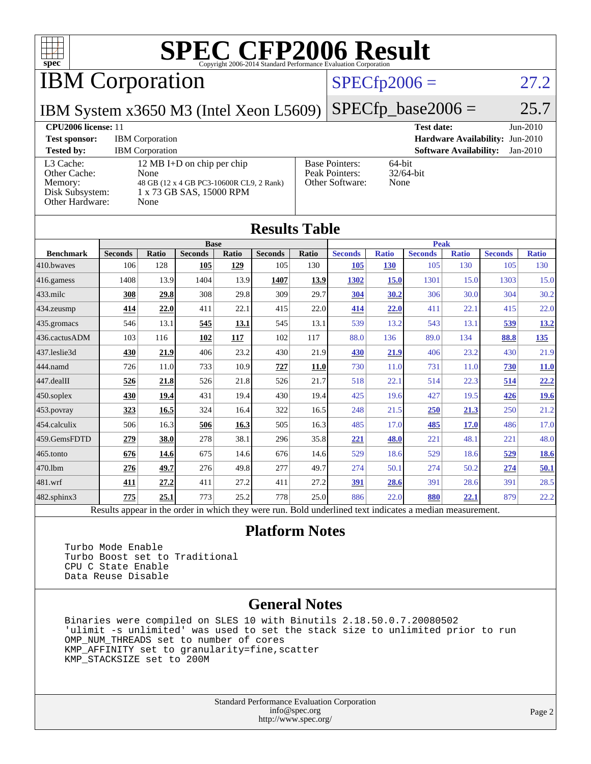# SPEC CFP2006 Result

Copyright 2006-2014 Standard Performance Evaluation Corporation

## IBM Corporation

**IBM System x3650 M3 (Intel Xeon L5609)**

SPECfp2006 = 27.2

SPECfp_base2006 = 25.7

**CPU2006 license:** 11
**Test sponsor:** IBM Corporation
**Tested by:** IBM Corporation

**Test date:** Jun-2010
**Hardware Availability:** Jun-2010
**Software Availability:** Jan-2010

| | |
|---|---|
| L3 Cache: | 12 MB I+D on chip per chip |
| Other Cache: | None |
| Memory: | 48 GB (12 x 4 GB PC3-10600R CL9, 2 Rank) |
| Disk Subsystem: | 1 x 73 GB SAS, 15000 RPM |
| Other Hardware: | None |

| | |
|---|---|
| Base Pointers: | 64-bit |
| Peak Pointers: | 32/64-bit |
| Other Software: | None |

## Results Table

| | Base | | | | | | Peak | | | | | |
|---|---|---|---|---|---|---|---|---|---|---|---|---|
| **Benchmark** | **Seconds** | **Ratio** | **Seconds** | **Ratio** | **Seconds** | **Ratio** | **Seconds** | **Ratio** | **Seconds** | **Ratio** | **Seconds** | **Ratio** |
| 410.bwaves | 106 | 128 | **105** | **129** | 105 | 130 | **105** | **130** | 105 | 130 | 105 | 130 |
| 416.gamess | 1408 | 13.9 | 1404 | 13.9 | **1407** | **13.9** | **1302** | **15.0** | 1301 | 15.0 | 1303 | 15.0 |
| 433.milc | **308** | **29.8** | 308 | 29.8 | 309 | 29.7 | **304** | **30.2** | 306 | 30.0 | 304 | 30.2 |
| 434.zeusmp | **414** | **22.0** | 411 | 22.1 | 415 | 22.0 | **414** | **22.0** | 411 | 22.1 | 415 | 22.0 |
| 435.gromacs | 546 | 13.1 | **545** | **13.1** | 545 | 13.1 | 539 | 13.2 | 543 | 13.1 | **539** | **13.2** |
| 436.cactusADM | 103 | 116 | **102** | **117** | 102 | 117 | 88.0 | 136 | 89.0 | 134 | **88.8** | **135** |
| 437.leslie3d | **430** | **21.9** | 406 | 23.2 | 430 | 21.9 | **430** | **21.9** | 406 | 23.2 | 430 | 21.9 |
| 444.namd | 726 | 11.0 | 733 | 10.9 | **727** | **11.0** | 730 | 11.0 | 731 | 11.0 | **730** | **11.0** |
| 447.dealII | **526** | **21.8** | 526 | 21.8 | 526 | 21.7 | 518 | 22.1 | 514 | 22.3 | **514** | **22.2** |
| 450.soplex | **430** | **19.4** | 431 | 19.4 | 430 | 19.4 | 425 | 19.6 | 427 | 19.5 | **426** | **19.6** |
| 453.povray | **323** | **16.5** | 324 | 16.4 | 322 | 16.5 | 248 | 21.5 | **250** | **21.3** | 250 | 21.2 |
| 454.calculix | 506 | 16.3 | **506** | **16.3** | 505 | 16.3 | 485 | 17.0 | **485** | **17.0** | 486 | 17.0 |
| 459.GemsFDTD | **279** | **38.0** | 278 | 38.1 | 296 | 35.8 | **221** | **48.0** | 221 | 48.1 | 221 | 48.0 |
| 465.tonto | **676** | **14.6** | 675 | 14.6 | 676 | 14.6 | 529 | 18.6 | 529 | 18.6 | **529** | **18.6** |
| 470.lbm | **276** | **49.7** | 276 | 49.8 | 277 | 49.7 | 274 | 50.1 | 274 | 50.2 | **274** | **50.1** |
| 481.wrf | **411** | **27.2** | 411 | 27.2 | 411 | 27.2 | **391** | **28.6** | 391 | 28.6 | 391 | 28.5 |
| 482.sphinx3 | **775** | **25.1** | 773 | 25.2 | 778 | 25.0 | 886 | 22.0 | **880** | **22.1** | 879 | 22.2 |

Results appear in the order in which they were run. Bold underlined text indicates a median measurement.

## Platform Notes

```
Turbo Mode Enable
Turbo Boost set to Traditional
CPU C State Enable
Data Reuse Disable
```

## General Notes

```
Binaries were compiled on SLES 10 with Binutils 2.18.50.0.7.20080502
'ulimit -s unlimited' was used to set the stack size to unlimited prior to run
OMP_NUM_THREADS set to number of cores
KMP_AFFINITY set to granularity=fine,scatter
KMP_STACKSIZE set to 200M
```

Standard Performance Evaluation Corporation
info@spec.org
http://www.spec.org/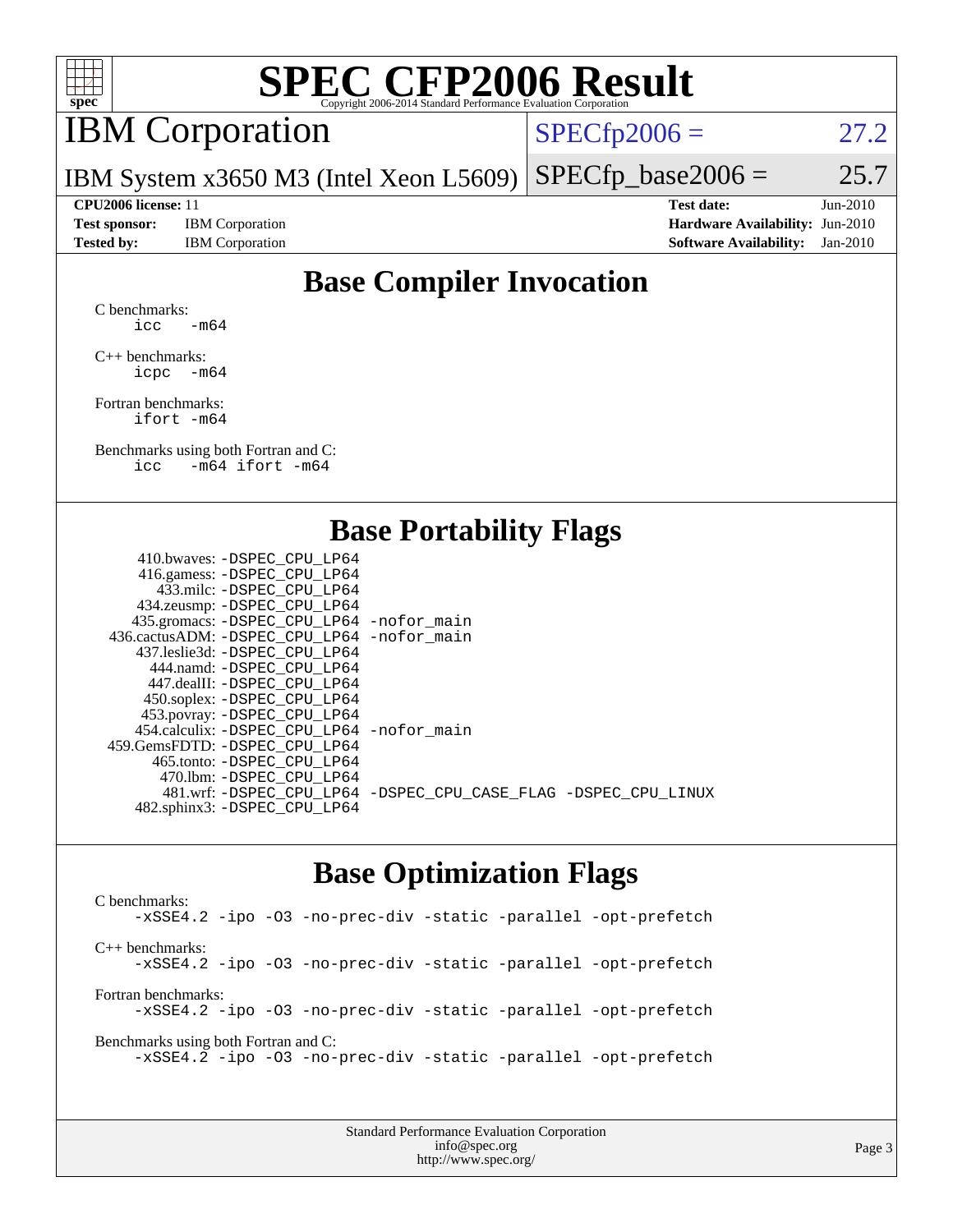# SPEC CFP2006 Result

Copyright 2006-2014 Standard Performance Evaluation Corporation

## IBM Corporation

IBM System x3650 M3 (Intel Xeon L5609)

SPECfp2006 = 27.2

SPECfp_base2006 = 25.7

| | | | |
|---|---|---|---|
| **CPU2006 license:** 11 | | **Test date:** | Jun-2010 |
| **Test sponsor:** | IBM Corporation | **Hardware Availability:** | Jun-2010 |
| **Tested by:** | IBM Corporation | **Software Availability:** | Jan-2010 |

## Base Compiler Invocation

C benchmarks:
```
icc   -m64
```

C++ benchmarks:
```
icpc  -m64
```

Fortran benchmarks:
```
ifort -m64
```

Benchmarks using both Fortran and C:
```
icc   -m64 ifort -m64
```

## Base Portability Flags

```
   410.bwaves: -DSPEC_CPU_LP64
   416.gamess: -DSPEC_CPU_LP64
     433.milc: -DSPEC_CPU_LP64
   434.zeusmp: -DSPEC_CPU_LP64
  435.gromacs: -DSPEC_CPU_LP64 -nofor_main
436.cactusADM: -DSPEC_CPU_LP64 -nofor_main
  437.leslie3d: -DSPEC_CPU_LP64
     444.namd: -DSPEC_CPU_LP64
   447.dealII: -DSPEC_CPU_LP64
   450.soplex: -DSPEC_CPU_LP64
   453.povray: -DSPEC_CPU_LP64
 454.calculix: -DSPEC_CPU_LP64 -nofor_main
459.GemsFDTD: -DSPEC_CPU_LP64
    465.tonto: -DSPEC_CPU_LP64
      470.lbm: -DSPEC_CPU_LP64
      481.wrf: -DSPEC_CPU_LP64 -DSPEC_CPU_CASE_FLAG -DSPEC_CPU_LINUX
  482.sphinx3: -DSPEC_CPU_LP64
```

## Base Optimization Flags

C benchmarks:
```
-xSSE4.2 -ipo -O3 -no-prec-div -static -parallel -opt-prefetch
```

C++ benchmarks:
```
-xSSE4.2 -ipo -O3 -no-prec-div -static -parallel -opt-prefetch
```

Fortran benchmarks:
```
-xSSE4.2 -ipo -O3 -no-prec-div -static -parallel -opt-prefetch
```

Benchmarks using both Fortran and C:
```
-xSSE4.2 -ipo -O3 -no-prec-div -static -parallel -opt-prefetch
```

Standard Performance Evaluation Corporation
info@spec.org
http://www.spec.org/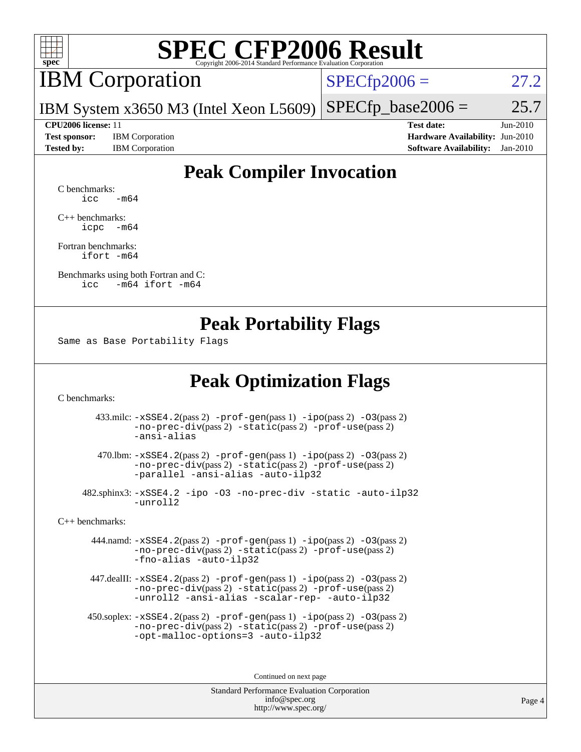# SPEC CFP2006 Result

Copyright 2006-2014 Standard Performance Evaluation Corporation

## IBM Corporation

**SPECfp2006 = 27.2**

IBM System x3650 M3 (Intel Xeon L5609)

**SPECfp_base2006 = 25.7**

| | | | |
|---|---|---|---|
| **CPU2006 license:** 11 | | **Test date:** | Jun-2010 |
| **Test sponsor:** | IBM Corporation | **Hardware Availability:** | Jun-2010 |
| **Tested by:** | IBM Corporation | **Software Availability:** | Jan-2010 |

## Peak Compiler Invocation

C benchmarks:
```
icc   -m64
```

C++ benchmarks:
```
icpc  -m64
```

Fortran benchmarks:
```
ifort -m64
```

Benchmarks using both Fortran and C:
```
icc   -m64 ifort -m64
```

## Peak Portability Flags

Same as Base Portability Flags

## Peak Optimization Flags

C benchmarks:

433.milc: -xSSE4.2(pass 2) -prof-gen(pass 1) -ipo(pass 2) -O3(pass 2) -no-prec-div(pass 2) -static(pass 2) -prof-use(pass 2) -ansi-alias

470.lbm: -xSSE4.2(pass 2) -prof-gen(pass 1) -ipo(pass 2) -O3(pass 2) -no-prec-div(pass 2) -static(pass 2) -prof-use(pass 2) -parallel -ansi-alias -auto-ilp32

482.sphinx3: -xSSE4.2 -ipo -O3 -no-prec-div -static -auto-ilp32 -unroll2

C++ benchmarks:

444.namd: -xSSE4.2(pass 2) -prof-gen(pass 1) -ipo(pass 2) -O3(pass 2) -no-prec-div(pass 2) -static(pass 2) -prof-use(pass 2) -fno-alias -auto-ilp32

447.dealII: -xSSE4.2(pass 2) -prof-gen(pass 1) -ipo(pass 2) -O3(pass 2) -no-prec-div(pass 2) -static(pass 2) -prof-use(pass 2) -unroll2 -ansi-alias -scalar-rep- -auto-ilp32

450.soplex: -xSSE4.2(pass 2) -prof-gen(pass 1) -ipo(pass 2) -O3(pass 2) -no-prec-div(pass 2) -static(pass 2) -prof-use(pass 2) -opt-malloc-options=3 -auto-ilp32

Continued on next page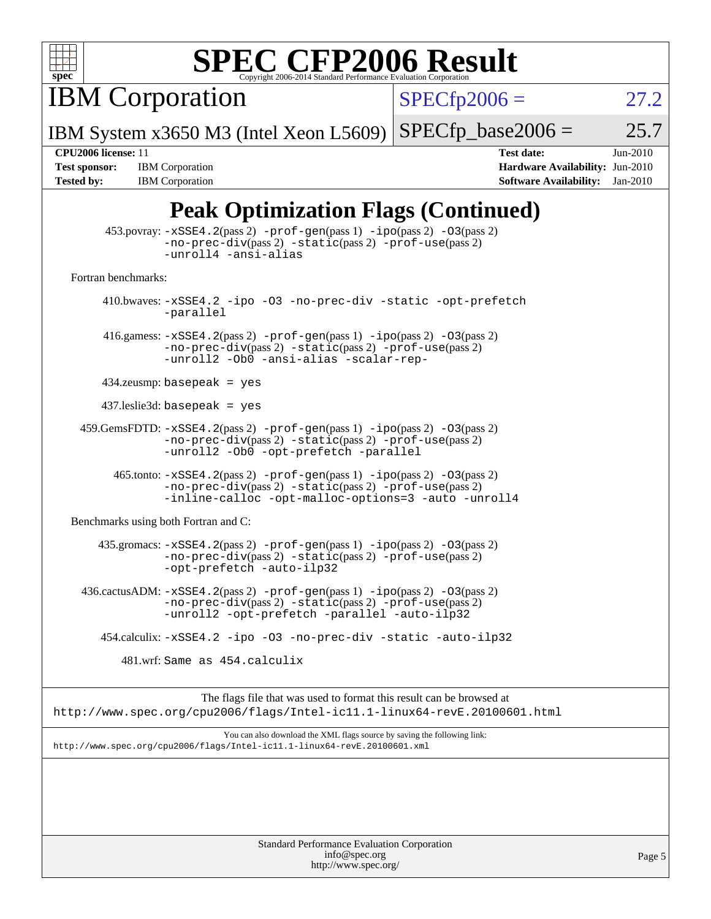# SPEC CFP2006 Result

Copyright 2006-2014 Standard Performance Evaluation Corporation

**IBM Corporation**

**IBM System x3650 M3 (Intel Xeon L5609)**

SPECfp2006 = 27.2

SPECfp_base2006 = 25.7

| | | | |
|---|---|---|---|
| **CPU2006 license:** 11 | | **Test date:** | Jun-2010 |
| **Test sponsor:** | IBM Corporation | **Hardware Availability:** | Jun-2010 |
| **Tested by:** | IBM Corporation | **Software Availability:** | Jan-2010 |

## Peak Optimization Flags (Continued)

453.povray: -xSSE4.2(pass 2) -prof-gen(pass 1) -ipo(pass 2) -O3(pass 2) -no-prec-div(pass 2) -static(pass 2) -prof-use(pass 2) -unroll4 -ansi-alias

Fortran benchmarks:

410.bwaves: -xSSE4.2 -ipo -O3 -no-prec-div -static -opt-prefetch -parallel

416.gamess: -xSSE4.2(pass 2) -prof-gen(pass 1) -ipo(pass 2) -O3(pass 2) -no-prec-div(pass 2) -static(pass 2) -prof-use(pass 2) -unroll2 -Ob0 -ansi-alias -scalar-rep-

434.zeusmp: basepeak = yes

437.leslie3d: basepeak = yes

459.GemsFDTD: -xSSE4.2(pass 2) -prof-gen(pass 1) -ipo(pass 2) -O3(pass 2) -no-prec-div(pass 2) -static(pass 2) -prof-use(pass 2) -unroll2 -Ob0 -opt-prefetch -parallel

465.tonto: -xSSE4.2(pass 2) -prof-gen(pass 1) -ipo(pass 2) -O3(pass 2) -no-prec-div(pass 2) -static(pass 2) -prof-use(pass 2) -inline-calloc -opt-malloc-options=3 -auto -unroll4

Benchmarks using both Fortran and C:

435.gromacs: -xSSE4.2(pass 2) -prof-gen(pass 1) -ipo(pass 2) -O3(pass 2) -no-prec-div(pass 2) -static(pass 2) -prof-use(pass 2) -opt-prefetch -auto-ilp32

436.cactusADM: -xSSE4.2(pass 2) -prof-gen(pass 1) -ipo(pass 2) -O3(pass 2) -no-prec-div(pass 2) -static(pass 2) -prof-use(pass 2) -unroll2 -opt-prefetch -parallel -auto-ilp32

454.calculix: -xSSE4.2 -ipo -O3 -no-prec-div -static -auto-ilp32

481.wrf: Same as 454.calculix

The flags file that was used to format this result can be browsed at
http://www.spec.org/cpu2006/flags/Intel-ic11.1-linux64-revE.20100601.html

You can also download the XML flags source by saving the following link:
http://www.spec.org/cpu2006/flags/Intel-ic11.1-linux64-revE.20100601.xml

Standard Performance Evaluation Corporation
info@spec.org
http://www.spec.org/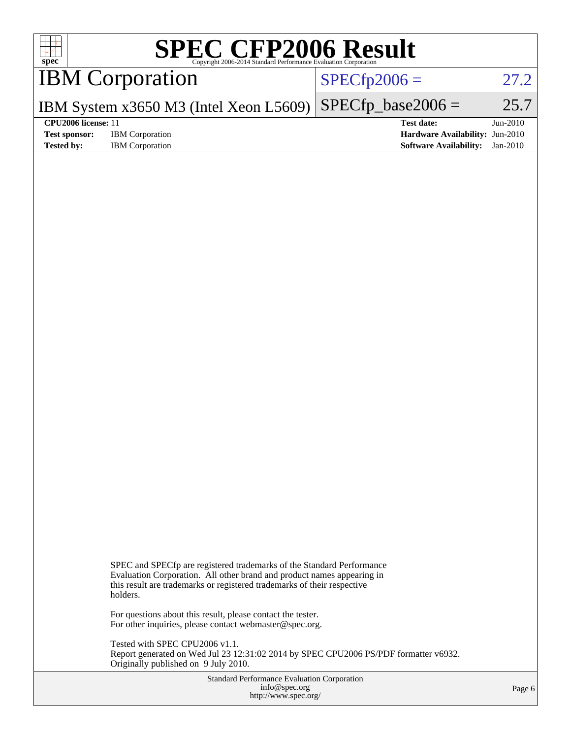# SPEC CFP2006 Result

Copyright 2006-2014 Standard Performance Evaluation Corporation

## IBM Corporation

IBM System x3650 M3 (Intel Xeon L5609)

SPECfp2006 = 27.2

SPECfp_base2006 = 25.7

| | | | |
|---|---|---|---|
| **CPU2006 license:** | 11 | **Test date:** | Jun-2010 |
| **Test sponsor:** | IBM Corporation | **Hardware Availability:** | Jun-2010 |
| **Tested by:** | IBM Corporation | **Software Availability:** | Jan-2010 |

SPEC and SPECfp are registered trademarks of the Standard Performance Evaluation Corporation. All other brand and product names appearing in this result are trademarks or registered trademarks of their respective holders.

For questions about this result, please contact the tester.
For other inquiries, please contact webmaster@spec.org.

Tested with SPEC CPU2006 v1.1.
Report generated on Wed Jul 23 12:31:02 2014 by SPEC CPU2006 PS/PDF formatter v6932.
Originally published on 9 July 2010.

Standard Performance Evaluation Corporation
info@spec.org
http://www.spec.org/